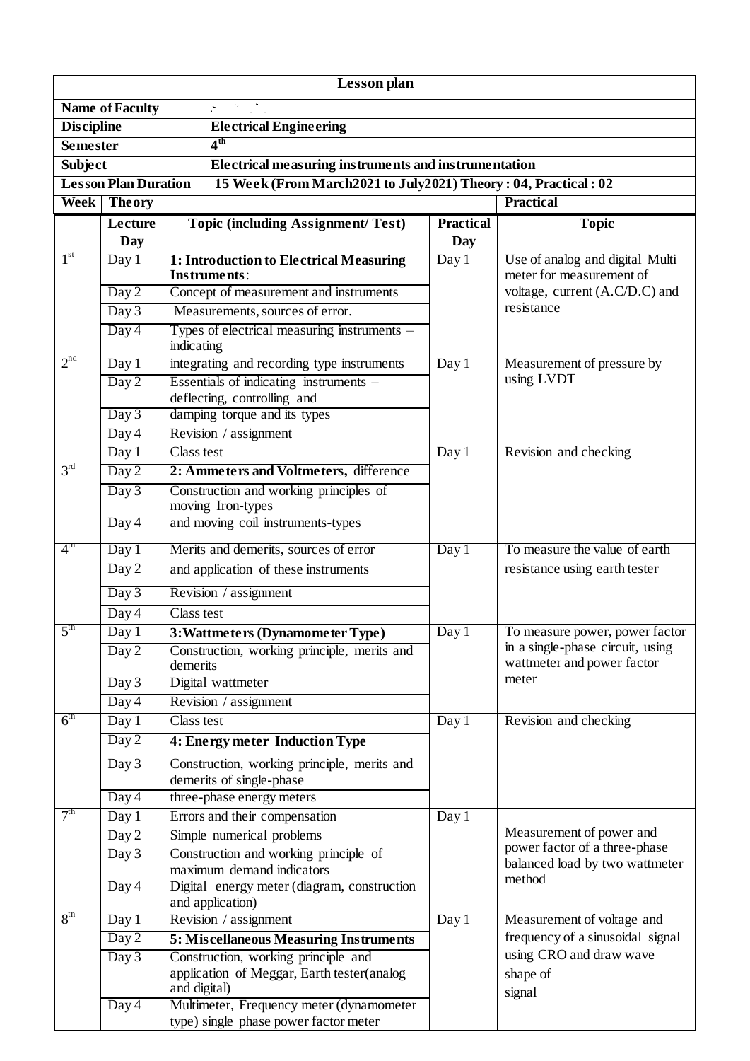# Lesson plan

| | |
|---|---|
| **Name of Faculty** | |
| **Discipline** | **Electrical Engineering** |
| **Semester** | **4th** |
| **Subject** | **Electrical measuring instruments and instrumentation** |
| **Lesson Plan Duration** | **15 Week (From March2021 to July2021) Theory : 04, Practical : 02** |

| **Week** | **Theory** | | **Practical** | |
|---|---|---|---|---|
| | **Lecture Day** | **Topic (including Assignment/ Test)** | **Practical Day** | **Topic** |
| 1st | Day 1 | **1: Introduction to Electrical Measuring Instruments**: | Day 1 | Use of analog and digital Multi meter for measurement of voltage, current (A.C/D.C) and resistance |
| | Day 2 | Concept of measurement and instruments | | |
| | Day 3 | Measurements, sources of error. | | |
| | Day 4 | Types of electrical measuring instruments – indicating | | |
| 2nd | Day 1 | integrating and recording type instruments | Day 1 | Measurement of pressure by using LVDT |
| | Day 2 | Essentials of indicating instruments – deflecting, controlling and | | |
| | Day 3 | damping torque and its types | | |
| | Day 4 | Revision / assignment | | |
| 3rd | Day 1 | Class test | Day 1 | Revision and checking |
| | Day 2 | **2: Ammeters and Voltmeters,** difference | | |
| | Day 3 | Construction and working principles of moving Iron-types | | |
| | Day 4 | and moving coil instruments-types | | |
| 4th | Day 1 | Merits and demerits, sources of error | Day 1 | To measure the value of earth resistance using earth tester |
| | Day 2 | and application of these instruments | | |
| | Day 3 | Revision / assignment | | |
| | Day 4 | Class test | | |
| 5th | Day 1 | **3:Wattmeters (Dynamometer Type)** | Day 1 | To measure power, power factor in a single-phase circuit, using wattmeter and power factor meter |
| | Day 2 | Construction, working principle, merits and demerits | | |
| | Day 3 | Digital wattmeter | | |
| | Day 4 | Revision / assignment | | |
| 6th | Day 1 | Class test | Day 1 | Revision and checking |
| | Day 2 | **4: Energy meter Induction Type** | | |
| | Day 3 | Construction, working principle, merits and demerits of single-phase | | |
| | Day 4 | three-phase energy meters | | |
| 7th | Day 1 | Errors and their compensation | Day 1 | Measurement of power and power factor of a three-phase balanced load by two wattmeter method |
| | Day 2 | Simple numerical problems | | |
| | Day 3 | Construction and working principle of maximum demand indicators | | |
| | Day 4 | Digital energy meter (diagram, construction and application) | | |
| 8th | Day 1 | Revision / assignment | Day 1 | Measurement of voltage and frequency of a sinusoidal signal using CRO and draw wave shape of signal |
| | Day 2 | **5: Miscellaneous Measuring Instruments** | | |
| | Day 3 | Construction, working principle and application of Meggar, Earth tester(analog and digital) | | |
| | Day 4 | Multimeter, Frequency meter (dynamometer type) single phase power factor meter | | |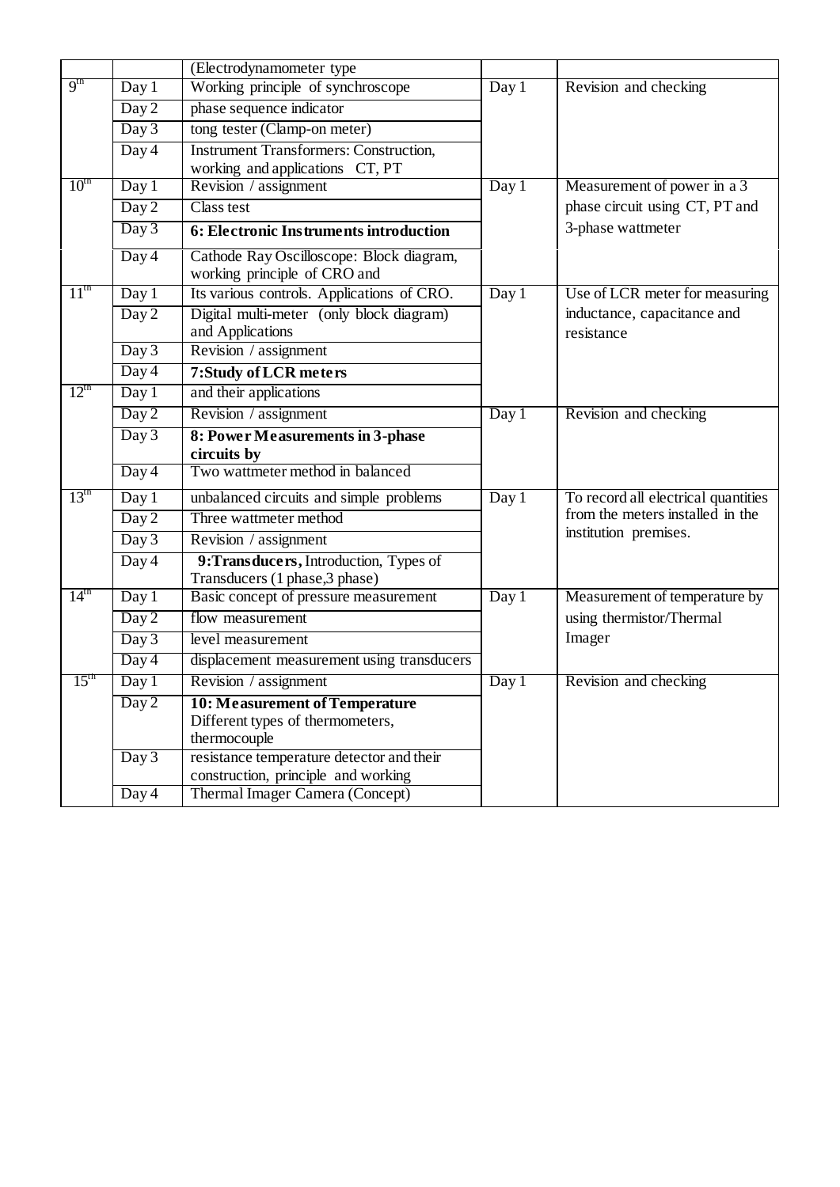| | | | | |
|---|---|---|---|---|
| | | (Electrodynamometer type | | |
| 9th | Day 1 | Working principle of synchroscope | Day 1 | Revision and checking |
| | Day 2 | phase sequence indicator | | |
| | Day 3 | tong tester (Clamp-on meter) | | |
| | Day 4 | Instrument Transformers: Construction, working and applications CT, PT | | |
| 10th | Day 1 | Revision / assignment | Day 1 | Measurement of power in a 3 phase circuit using CT, PT and 3-phase wattmeter |
| | Day 2 | Class test | | |
| | Day 3 | **6: Electronic Instruments introduction** | | |
| | Day 4 | Cathode Ray Oscilloscope: Block diagram, working principle of CRO and | | |
| 11th | Day 1 | Its various controls. Applications of CRO. | Day 1 | Use of LCR meter for measuring inductance, capacitance and resistance |
| | Day 2 | Digital multi-meter (only block diagram) and Applications | | |
| | Day 3 | Revision / assignment | | |
| | Day 4 | **7:Study of LCR meters** | | |
| 12th | Day 1 | and their applications | | |
| | Day 2 | Revision / assignment | Day 1 | Revision and checking |
| | Day 3 | **8: Power Measurements in 3-phase circuits by** | | |
| | Day 4 | Two wattmeter method in balanced | | |
| 13th | Day 1 | unbalanced circuits and simple problems | Day 1 | To record all electrical quantities from the meters installed in the institution premises. |
| | Day 2 | Three wattmeter method | | |
| | Day 3 | Revision / assignment | | |
| | Day 4 | **9:Transducers,** Introduction, Types of Transducers (1 phase,3 phase) | | |
| 14th | Day 1 | Basic concept of pressure measurement | Day 1 | Measurement of temperature by using thermistor/Thermal Imager |
| | Day 2 | flow measurement | | |
| | Day 3 | level measurement | | |
| | Day 4 | displacement measurement using transducers | | |
| 15th | Day 1 | Revision / assignment | Day 1 | Revision and checking |
| | Day 2 | **10: Measurement of Temperature** Different types of thermometers, thermocouple | | |
| | Day 3 | resistance temperature detector and their construction, principle and working | | |
| | Day 4 | Thermal Imager Camera (Concept) | | |